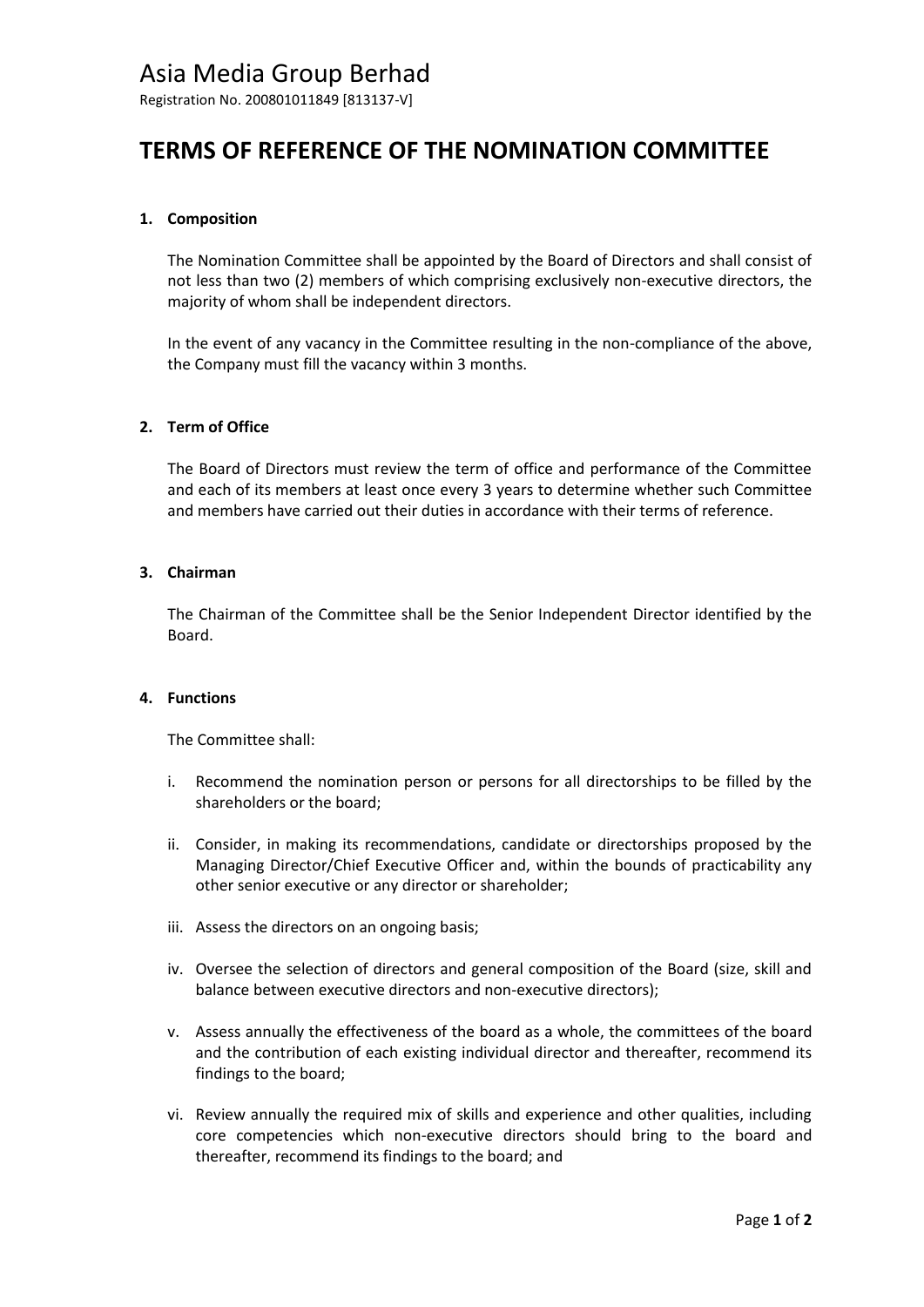# Asia Media Group Berhad

Registration No. 200801011849 [813137-V]

## TERMS OF REFERENCE OF THE NOMINATION COMMITTEE

### 1. Composition

The Nomination Committee shall be appointed by the Board of Directors and shall consist of not less than two (2) members of which comprising exclusively non-executive directors, the majority of whom shall be independent directors.

In the event of any vacancy in the Committee resulting in the non-compliance of the above, the Company must fill the vacancy within 3 months.

### 2. Term of Office

The Board of Directors must review the term of office and performance of the Committee and each of its members at least once every 3 years to determine whether such Committee and members have carried out their duties in accordance with their terms of reference.

### 3. Chairman

The Chairman of the Committee shall be the Senior Independent Director identified by the Board.

### 4. Functions

The Committee shall:

i. Recommend the nomination person or persons for all directorships to be filled by the shareholders or the board;

ii. Consider, in making its recommendations, candidate or directorships proposed by the Managing Director/Chief Executive Officer and, within the bounds of practicability any other senior executive or any director or shareholder;

iii. Assess the directors on an ongoing basis;

iv. Oversee the selection of directors and general composition of the Board (size, skill and balance between executive directors and non-executive directors);

v. Assess annually the effectiveness of the board as a whole, the committees of the board and the contribution of each existing individual director and thereafter, recommend its findings to the board;

vi. Review annually the required mix of skills and experience and other qualities, including core competencies which non-executive directors should bring to the board and thereafter, recommend its findings to the board; and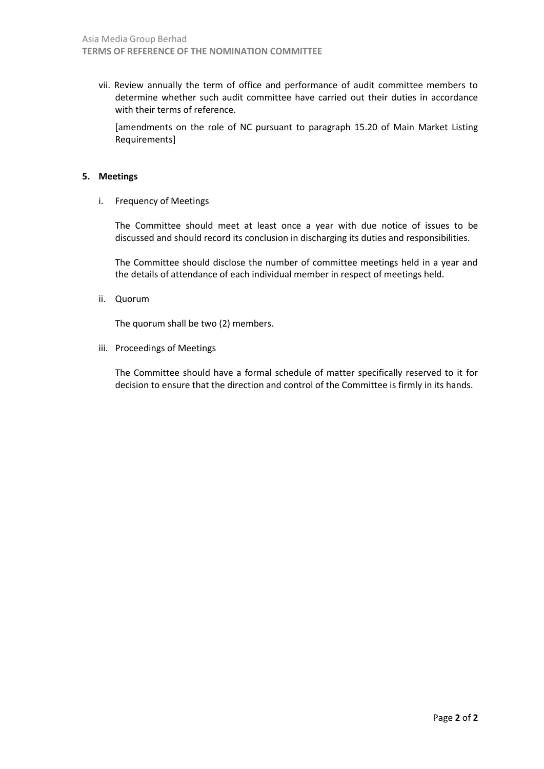vii. Review annually the term of office and performance of audit committee members to determine whether such audit committee have carried out their duties in accordance with their terms of reference.

[amendments on the role of NC pursuant to paragraph 15.20 of Main Market Listing Requirements]

**5. Meetings**

i. Frequency of Meetings

The Committee should meet at least once a year with due notice of issues to be discussed and should record its conclusion in discharging its duties and responsibilities.

The Committee should disclose the number of committee meetings held in a year and the details of attendance of each individual member in respect of meetings held.

ii. Quorum

The quorum shall be two (2) members.

iii. Proceedings of Meetings

The Committee should have a formal schedule of matter specifically reserved to it for decision to ensure that the direction and control of the Committee is firmly in its hands.